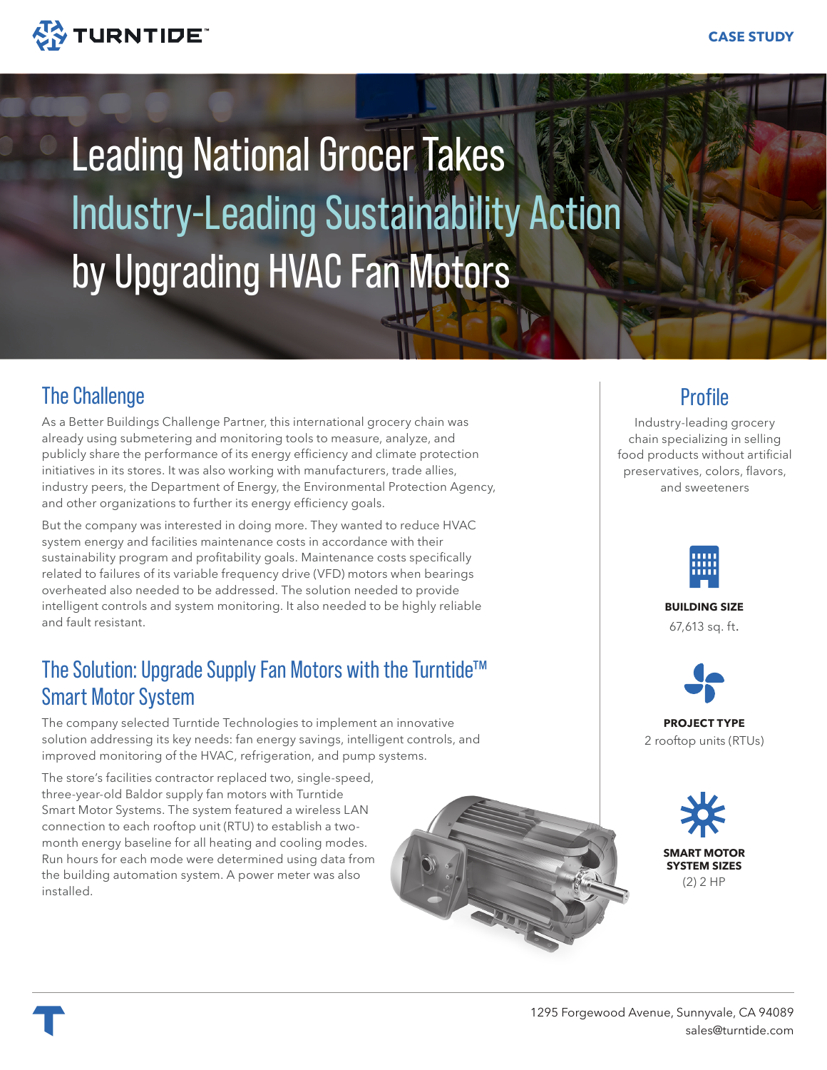CASE STUDY

# Leading National Grocer Takes Industry-Leading Sustainability Action by Upgrading HVAC Fan Motors

## The Challenge

As a Better Buildings Challenge Partner, this international grocery chain was already using submetering and monitoring tools to measure, analyze, and publicly share the performance of its energy efficiency and climate protection initiatives in its stores. It was also working with manufacturers, trade allies, industry peers, the Department of Energy, the Environmental Protection Agency, and other organizations to further its energy efficiency goals.

But the company was interested in doing more. They wanted to reduce HVAC system energy and facilities maintenance costs in accordance with their sustainability program and profitability goals. Maintenance costs specifically related to failures of its variable frequency drive (VFD) motors when bearings overheated also needed to be addressed. The solution needed to provide intelligent controls and system monitoring. It also needed to be highly reliable and fault resistant.

## The Solution: Upgrade Supply Fan Motors with the Turntide™ Smart Motor System

The company selected Turntide Technologies to implement an innovative solution addressing its key needs: fan energy savings, intelligent controls, and improved monitoring of the HVAC, refrigeration, and pump systems.

The store's facilities contractor replaced two, single-speed, three-year-old Baldor supply fan motors with Turntide Smart Motor Systems. The system featured a wireless LAN connection to each rooftop unit (RTU) to establish a two-month energy baseline for all heating and cooling modes. Run hours for each mode were determined using data from the building automation system. A power meter was also installed.

## Profile

Industry-leading grocery chain specializing in selling food products without artificial preservatives, colors, flavors, and sweeteners

**BUILDING SIZE**
67,613 sq. ft.

**PROJECT TYPE**
2 rooftop units (RTUs)

**SMART MOTOR SYSTEM SIZES**
(2) 2 HP

1295 Forgewood Avenue, Sunnyvale, CA 94089
sales@turntide.com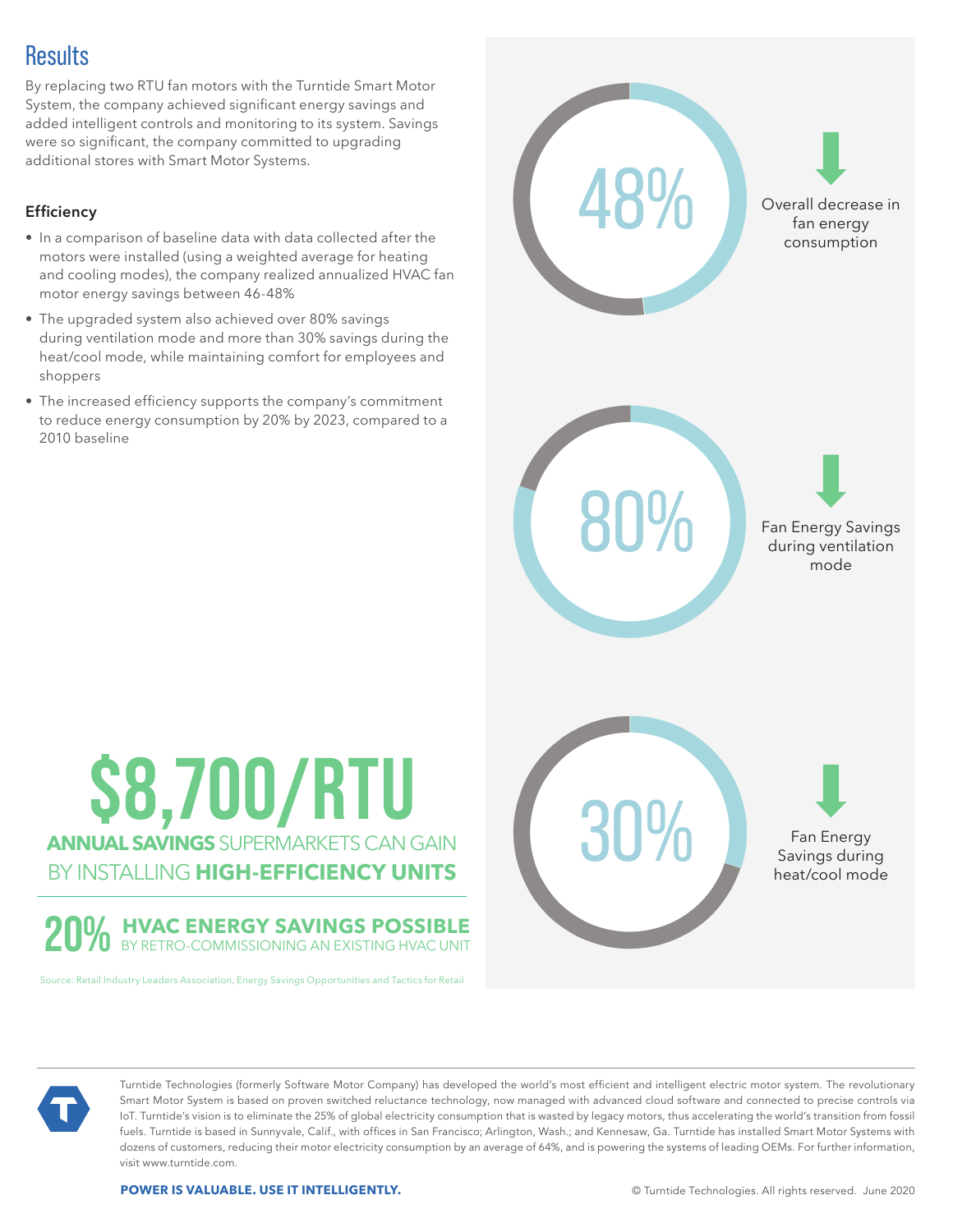## Results

By replacing two RTU fan motors with the Turntide Smart Motor System, the company achieved significant energy savings and added intelligent controls and monitoring to its system. Savings were so significant, the company committed to upgrading additional stores with Smart Motor Systems.

### Efficiency

- In a comparison of baseline data with data collected after the motors were installed (using a weighted average for heating and cooling modes), the company realized annualized HVAC fan motor energy savings between 46-48%
- The upgraded system also achieved over 80% savings during ventilation mode and more than 30% savings during the heat/cool mode, while maintaining comfort for employees and shoppers
- The increased efficiency supports the company's commitment to reduce energy consumption by 20% by 2023, compared to a 2010 baseline

48%
Overall decrease in fan energy consumption

80%
Fan Energy Savings during ventilation mode

30%
Fan Energy Savings during heat/cool mode

# $8,700/RTU

**ANNUAL SAVINGS** SUPERMARKETS CAN GAIN BY INSTALLING **HIGH-EFFICIENCY UNITS**

**20%** **HVAC ENERGY SAVINGS POSSIBLE** BY RETRO-COMMISSIONING AN EXISTING HVAC UNIT

Source: Retail Industry Leaders Association, Energy Savings Opportunities and Tactics for Retail

Turntide Technologies (formerly Software Motor Company) has developed the world's most efficient and intelligent electric motor system. The revolutionary Smart Motor System is based on proven switched reluctance technology, now managed with advanced cloud software and connected to precise controls via IoT. Turntide's vision is to eliminate the 25% of global electricity consumption that is wasted by legacy motors, thus accelerating the world's transition from fossil fuels. Turntide is based in Sunnyvale, Calif., with offices in San Francisco; Arlington, Wash.; and Kennesaw, Ga. Turntide has installed Smart Motor Systems with dozens of customers, reducing their motor electricity consumption by an average of 64%, and is powering the systems of leading OEMs. For further information, visit www.turntide.com.

**POWER IS VALUABLE. USE IT INTELLIGENTLY.**

© Turntide Technologies. All rights reserved. June 2020